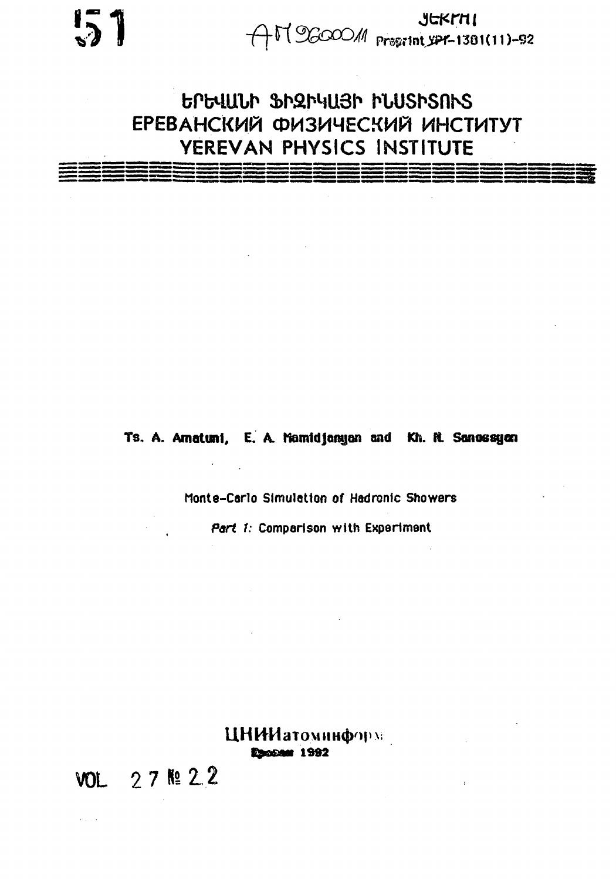51

ЕФИ

AM 96000 11 Preprint ЕФИ-1301(11)-92

# ԵՐԵՎԱՆԻ ՖԻԶԻԿԱՅԻ ԻՆՍՏԻՏՈՒՏ
# ЕРЕВАНСКИЙ ФИЗИЧЕСКИЙ ИНСТИТУТ
# YEREVAN PHYSICS INSTITUTE

**Ts. A. Amatuni, E. A. Mamidjanyan and Kh. N. Sanossyan**

Monte-Carlo Simulation of Hadronic Showers

*Part 1:* Comparison with Experiment

ЦНИИатоминформ

**Ереван 1992**

VOL 27 № 22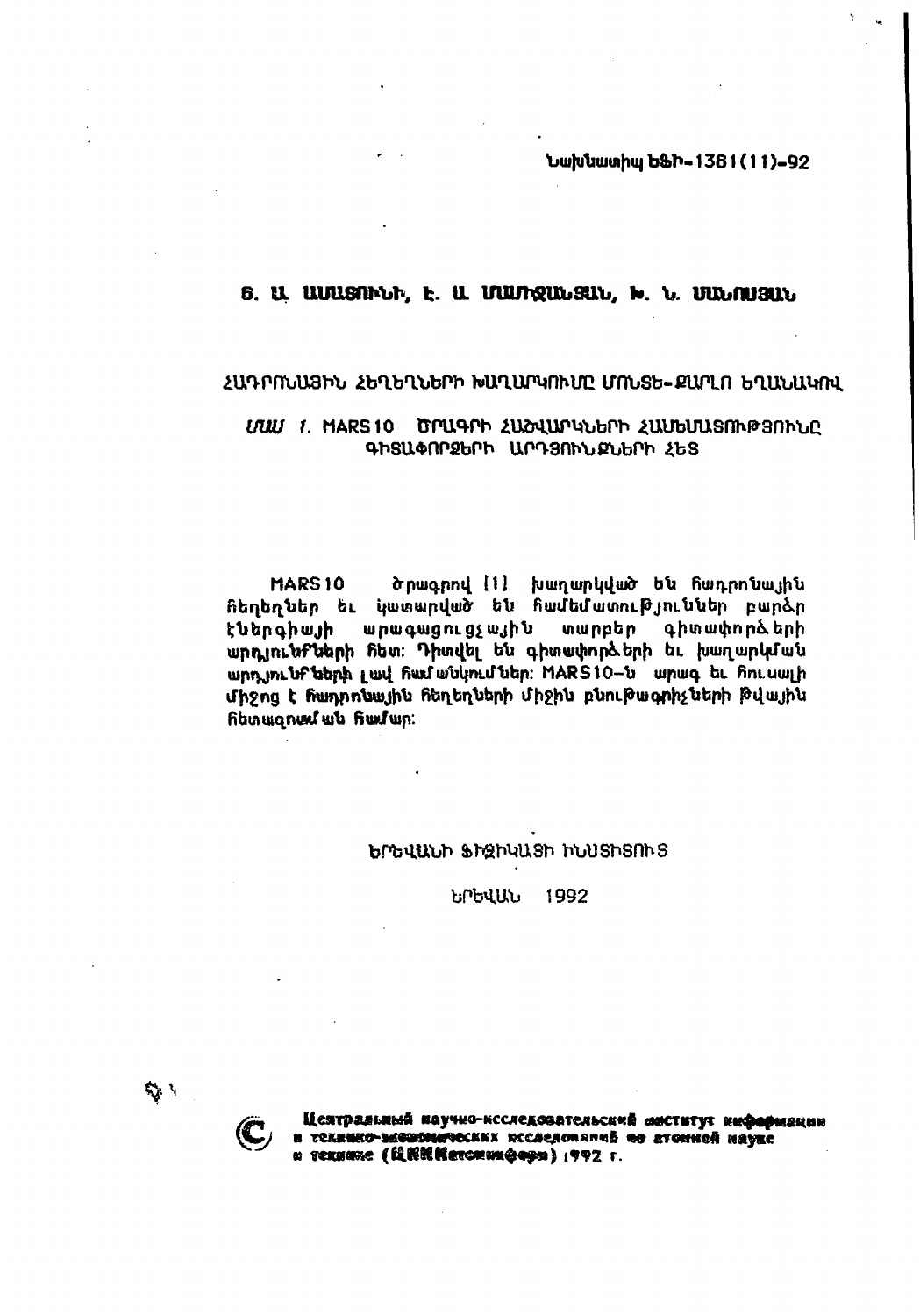Նախնատիպ ԵՖԻ-1381(11)-92

## Ց. Ա. ԱՄԱՏՈՒՆԻ, Է. Ա. ՄԱՂԹԱՔՅԱՆ, Ի. Ն. ՄԱՆՈՒԿՅԱՆ

### ՀԱԴՐՈՆԱՅԻՆ ՀԵՂԵՂՆԵՐԻ ԽԱՂԱՐԿՈՒՄԸ ՄՈՆՏԵ-ՔԱՐԼՈ ԵՂԱՆԱԿՈՎ

### *ՄԱՍ 1.* MARS10 ԾՐԱԳՐԻ ՀԱՇՎԱՐԿՆԵՐԻ ՀԱՄԵՄԱՏՈՒԹՅՈՒՆԸ ԳԻՏԱՓՈՐՁԵՐԻ ԱՐԴՅՈՒՆՔՆԵՐԻ ՀԵՏ

MARS10 ծրագրով [1] խաղարկված են հադրոնային հեղեղներ եւ կատարված են համեմատություններ բարձր էներգիայի արագացուցչային տարբեր գիտափորձերի արդյունքների հետ: Դիտվել են գիտափորձերի եւ խաղարկման արդյունքների լավ համանկումներ: MARS10-ն արագ եւ հուսալի միջոց է հադրոնային հեղեղների միջին բնութագրիչների թվային հետազոտման համար:

ԵՐԵՎԱՆԻ ՖԻԶԻԿԱՅԻ ԻՆՍՏԻՏՈՒՏ

ԵՐԵՎԱՆ 1992

© Центральный научно-исследовательский институт информации и технико-экономических исследований по атомной науке и технике (ЦНИИатоминформ) 1992 г.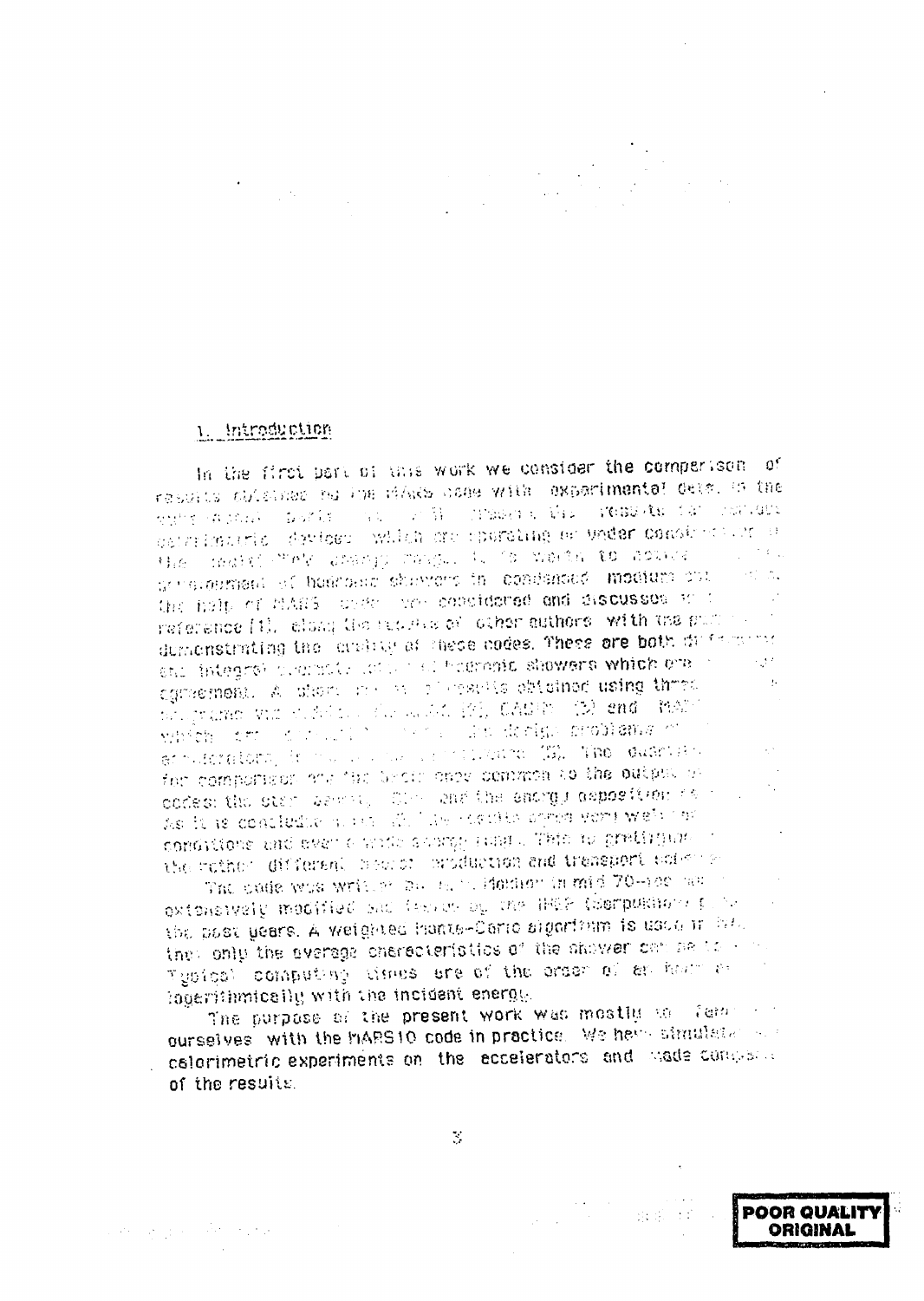## 1. Introduction

In the first part of this work we consider the comparison of results obtained by the MARS code with experimental data. In the ... the results for various calorimetric devices which are operating or under construction ... the ... energy range. It is worth to notice ... development of hadronic showers in condensed medium ... the help of MARS code was considered and discussed in reference [1], along the results of other authors with the purpose of demonstrating the ... of these codes. These are both differential and integral ... of hadronic showers which are ... agreement. A short ... results obtained using three programs ... [2], CASIM [3] and MARS ... which ... design problems ... accelerators ... [5]. The quantities for comparison ... common to the output of codes: the star density ... and the energy deposition ... As it is concluded ... results agree very well ... conditions and over a wide energy range. This is ... the rather different ... production and transport ...

The code was written ... in mid 70-ies ... extensively modified ... by the IHEP ... the past years. A weighted Monte-Carlo algorithm is used ... that only the average characteristics of the shower can be ... Typical computing times are of the order of an hour ... logarithmically with the incident energy.

The purpose of the present work was mostly to familiarize ourselves with the MARS10 code in practice. We have simulated ... calorimetric experiments on the accelerators and made comparison of the results.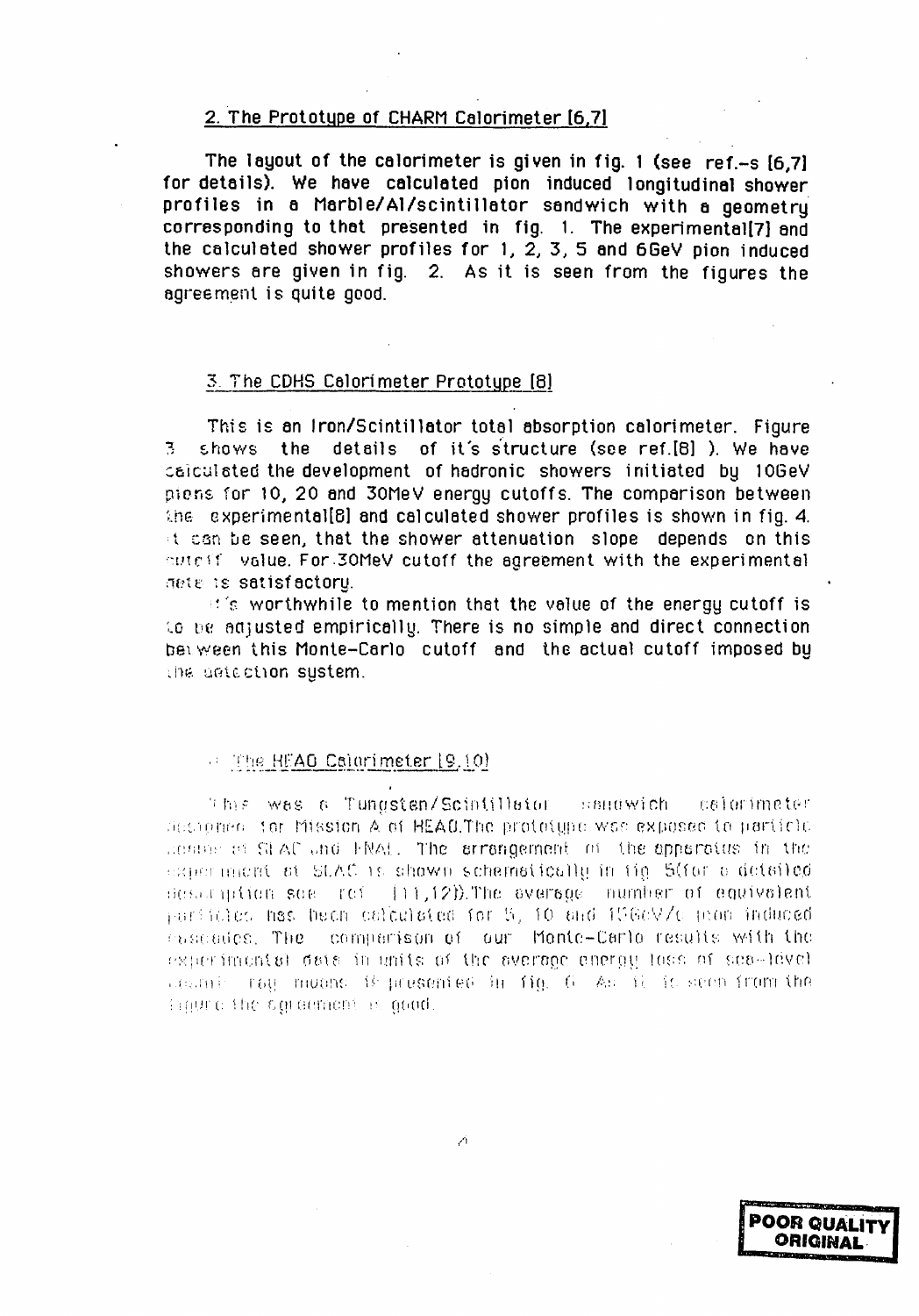## 2. The Prototype of CHARM Calorimeter [6,7]

The layout of the calorimeter is given in fig. 1 (see ref.-s [6,7] for details). We have calculated pion induced longitudinal shower profiles in a Marble/Al/scintillator sandwich with a geometry corresponding to that presented in fig. 1. The experimental[7] and the calculated shower profiles for 1, 2, 3, 5 and 6GeV pion induced showers are given in fig. 2. As it is seen from the figures the agreement is quite good.

## 3. The CDHS Calorimeter Prototype [8]

This is an Iron/Scintillator total absorption calorimeter. Figure 3 shows the details of it's structure (see ref.[8] ). We have calculated the development of hadronic showers initiated by 10GeV pions for 10, 20 and 30MeV energy cutoffs. The comparison between the experimental[8] and calculated shower profiles is shown in fig. 4. It can be seen, that the shower attenuation slope depends on this cutoff value. For 30MeV cutoff the agreement with the experimental data is satisfactory.

It's worthwhile to mention that the value of the energy cutoff is to be adjusted empirically. There is no simple and direct connection between this Monte-Carlo cutoff and the actual cutoff imposed by the detection system.

## 4. The HEAO Calorimeter [9,10]

This was a Tungsten/Scintillator sandwich calorimeter designed for Mission A of HEAO. The prototype was exposed to particle beams at SLAC and FNAL. The arrangement of the apparatus in the experiment at SLAC is shown schematically in fig. 5(for a detailed description see ref. [11,12]). The average number of equivalent particles has been calculated for 5, 10 and 15GeV/c pion induced cascades. The comparison of our Monte-Carlo results with the experimental data in units of the average energy loss of sea-level cosmic ray muons is presented in fig. 6. As it is seen from the figure the agreement is good.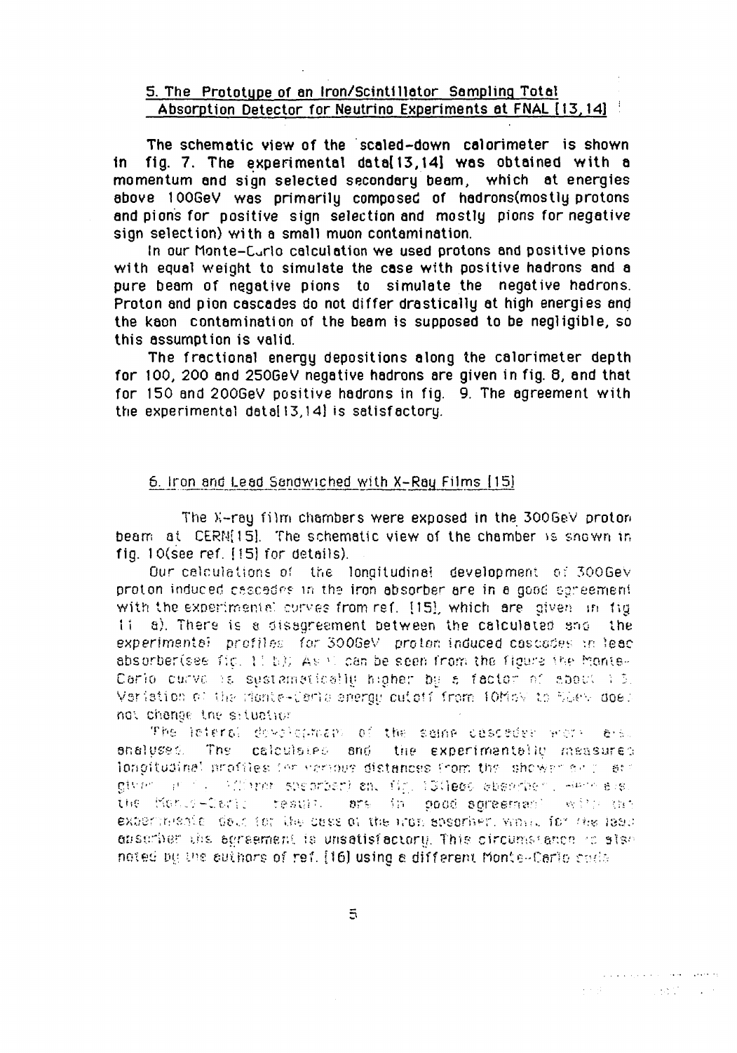## 5. The Prototype of an Iron/Scintillator Sampling Total Absorption Detector for Neutrino Experiments at FNAL [13,14]

The schematic view of the scaled-down calorimeter is shown in fig. 7. The experimental data[13,14] was obtained with a momentum and sign selected secondary beam, which at energies above 100GeV was primarily composed of hadrons(mostly protons and pions for positive sign selection and mostly pions for negative sign selection) with a small muon contamination.

In our Monte-Carlo calculation we used protons and positive pions with equal weight to simulate the case with positive hadrons and a pure beam of negative pions to simulate the negative hadrons. Proton and pion cascades do not differ drastically at high energies and the kaon contamination of the beam is supposed to be negligible, so this assumption is valid.

The fractional energy depositions along the calorimeter depth for 100, 200 and 250GeV negative hadrons are given in fig. 8, and that for 150 and 200GeV positive hadrons in fig. 9. The agreement with the experimental data[13,14] is satisfactory.

## 6. Iron and Lead Sandwiched with X-Ray Films [15]

The X-ray film chambers were exposed in the 300GeV proton beam at CERN[15]. The schematic view of the chamber is shown in fig. 10(see ref. [15] for details).

Our calculations of the longitudinal development of 300GeV proton induced cascades in the iron absorber are in a good agreement with the experimental curves from ref. [15], which are given in fig 11 a). There is a disagreement between the calculated and the experimental profiles for 300GeV proton induced cascades in lead absorber(see fig. 11 b)). As it can be seen from the figure the Monte-Carlo curve is systematically higher by a factor of about 1.5. Variation of the Monte-Carlo energy cutoff from 10MeV to 50MeV does not change the situation.

The lateral development of the same cascades were also analysed. The calculated and the experimentally measured longitudinal profiles for various distances from the shower axis are given in fig. 12(iron absorber) and fig. 13(lead absorber). Here also the Monte-Carlo results are in good agreement with the experimental data for the case of the iron absorber, while for the lead absorber the agreement is unsatisfactory. This circumstance is also noted by the authors of ref. [16] using a different Monte-Carlo code.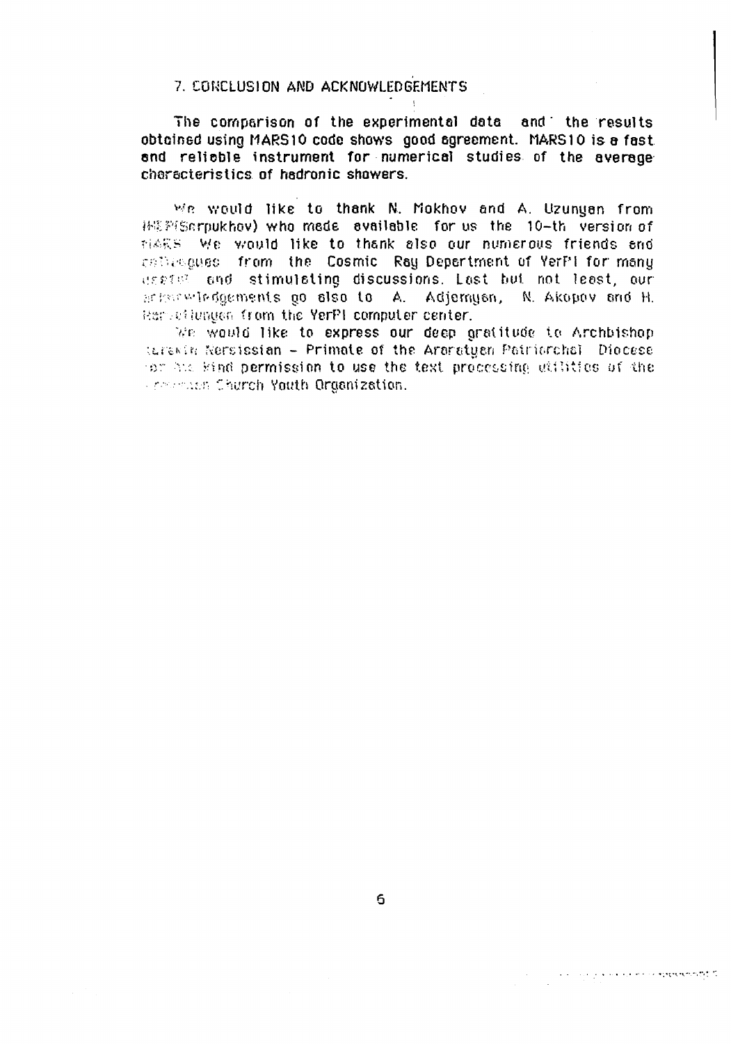## 7. CONCLUSION AND ACKNOWLEDGEMENTS

The comparison of the experimental data and the results obtained using MARS10 code shows good agreement. MARS10 is a fast and reliable instrument for numerical studies of the average characteristics of hadronic showers.

We would like to thank N. Mokhov and A. Uzunyan from IHEP(Serpukhov) who made available for us the 10-th version of MARS. We would like to thank also our numerous friends and colleagues from the Cosmic Ray Department of YerPI for many useful and stimulating discussions. Last but not least, our acknowledgements go also to A. Adjemyan, N. Akopov and H. Harutiunyan from the YerPI computer center.

We would like to express our deep gratitude to Archbishop Garegin Nersissian - Primate of the Araratyan Patriarchal Diocese for his kind permission to use the text processing utilities of the Armenian Church Youth Organization.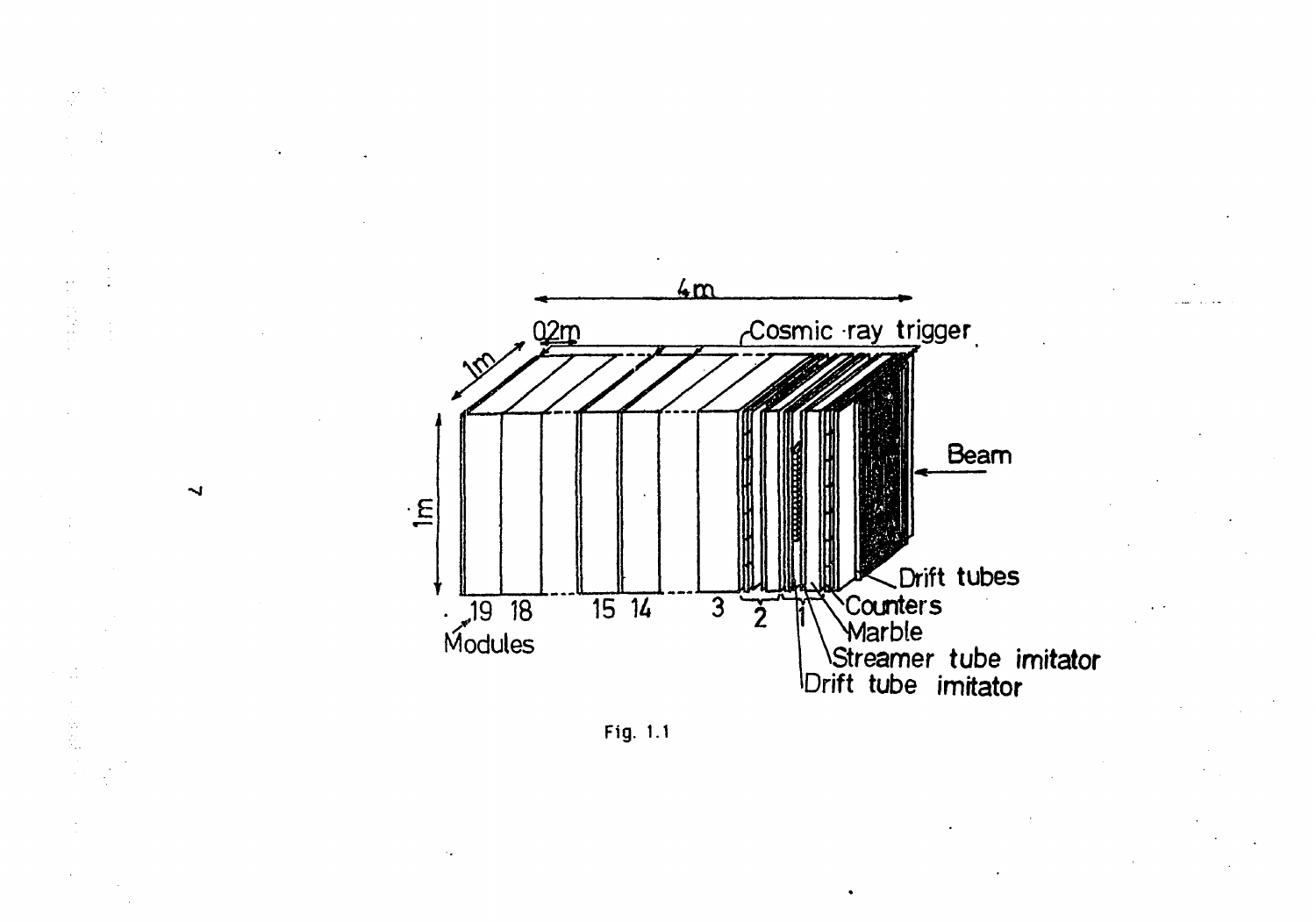Fig. 1.1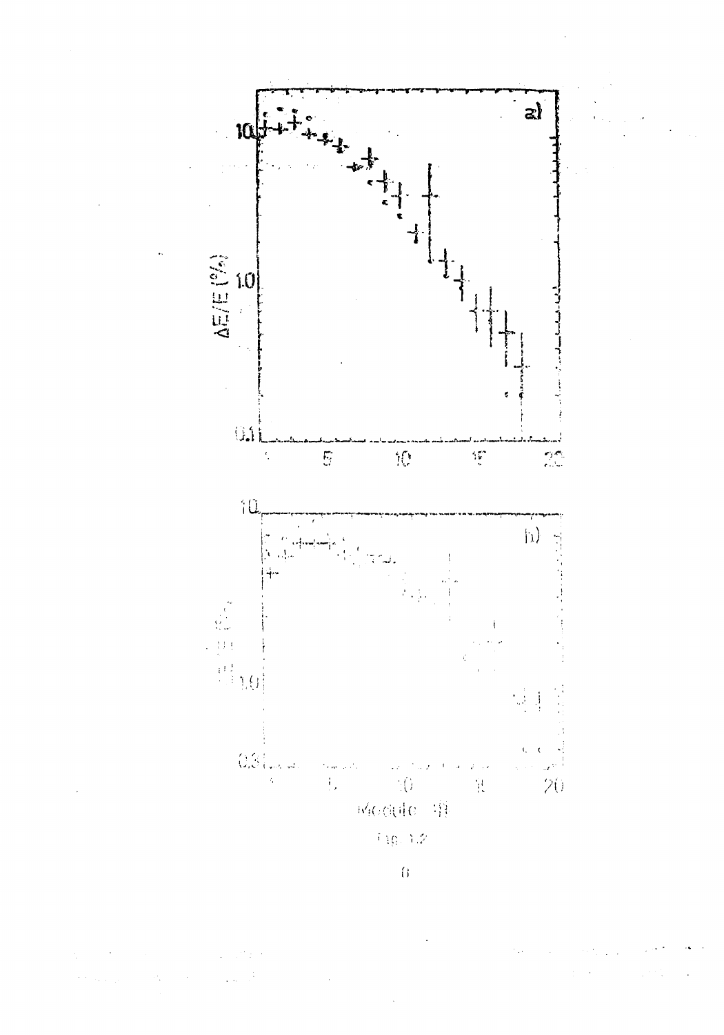a)

$\Delta E/E$ (%)

Module #

Fig. 12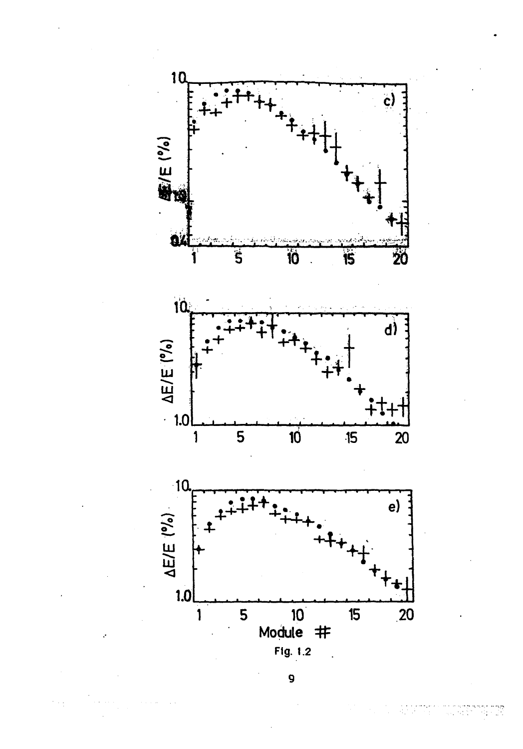Fig. 1.2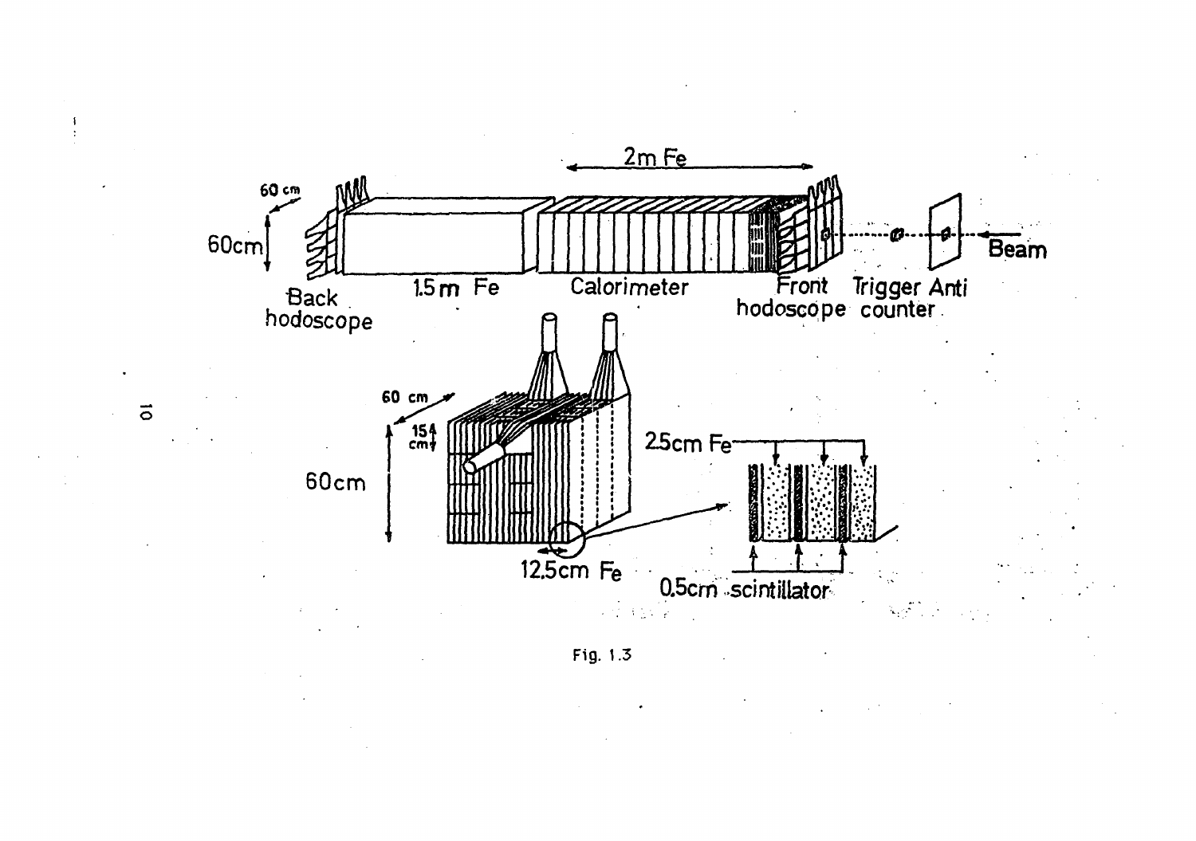Fig. 1.3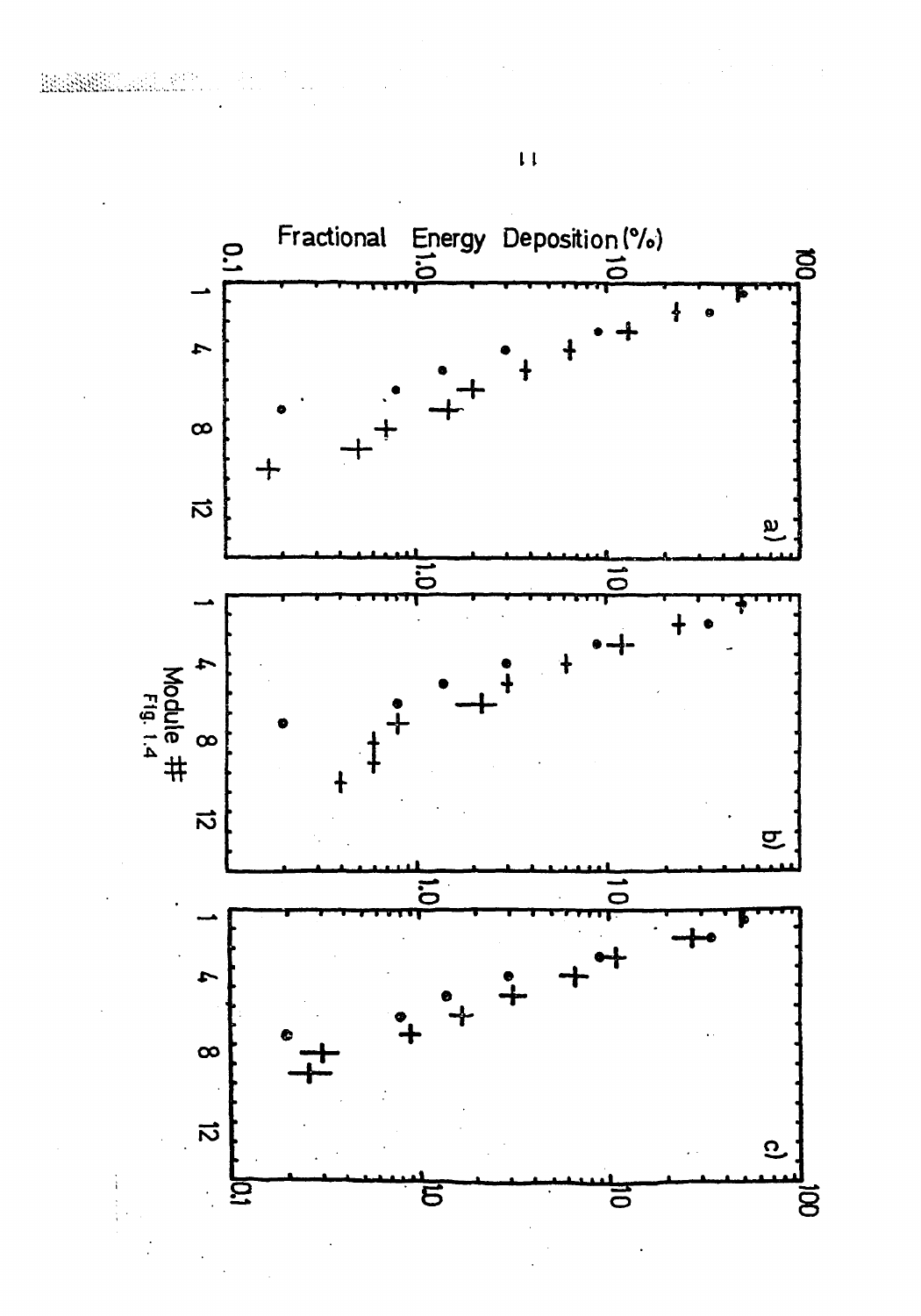Fig. 1.4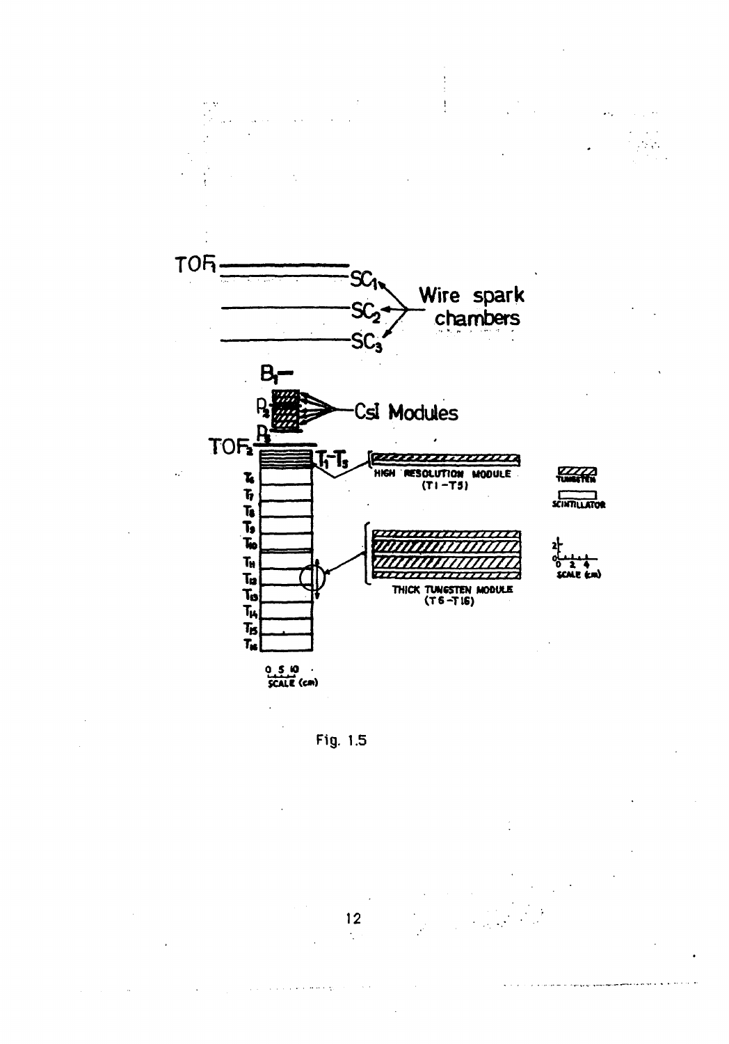Fig. 1.5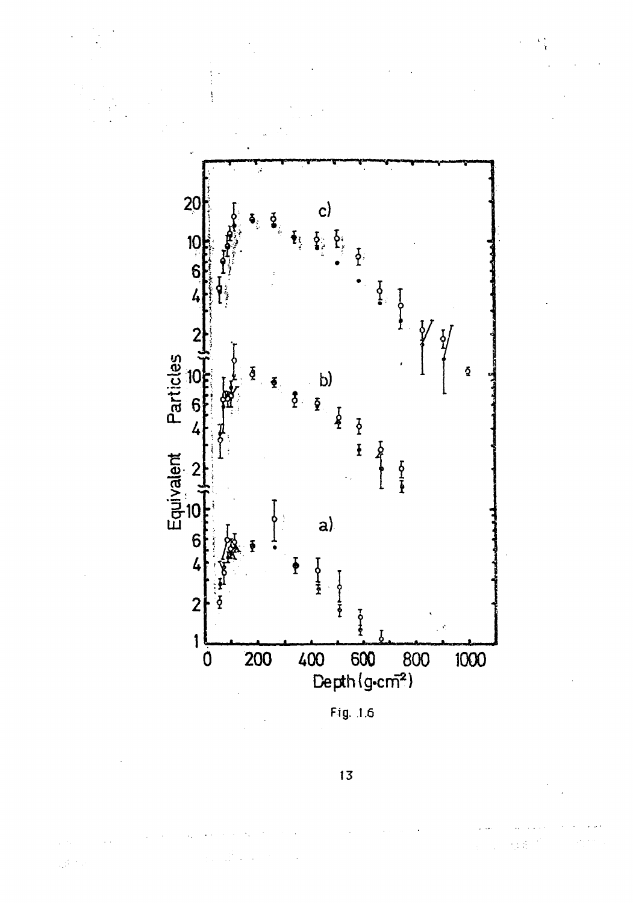Fig. 1.6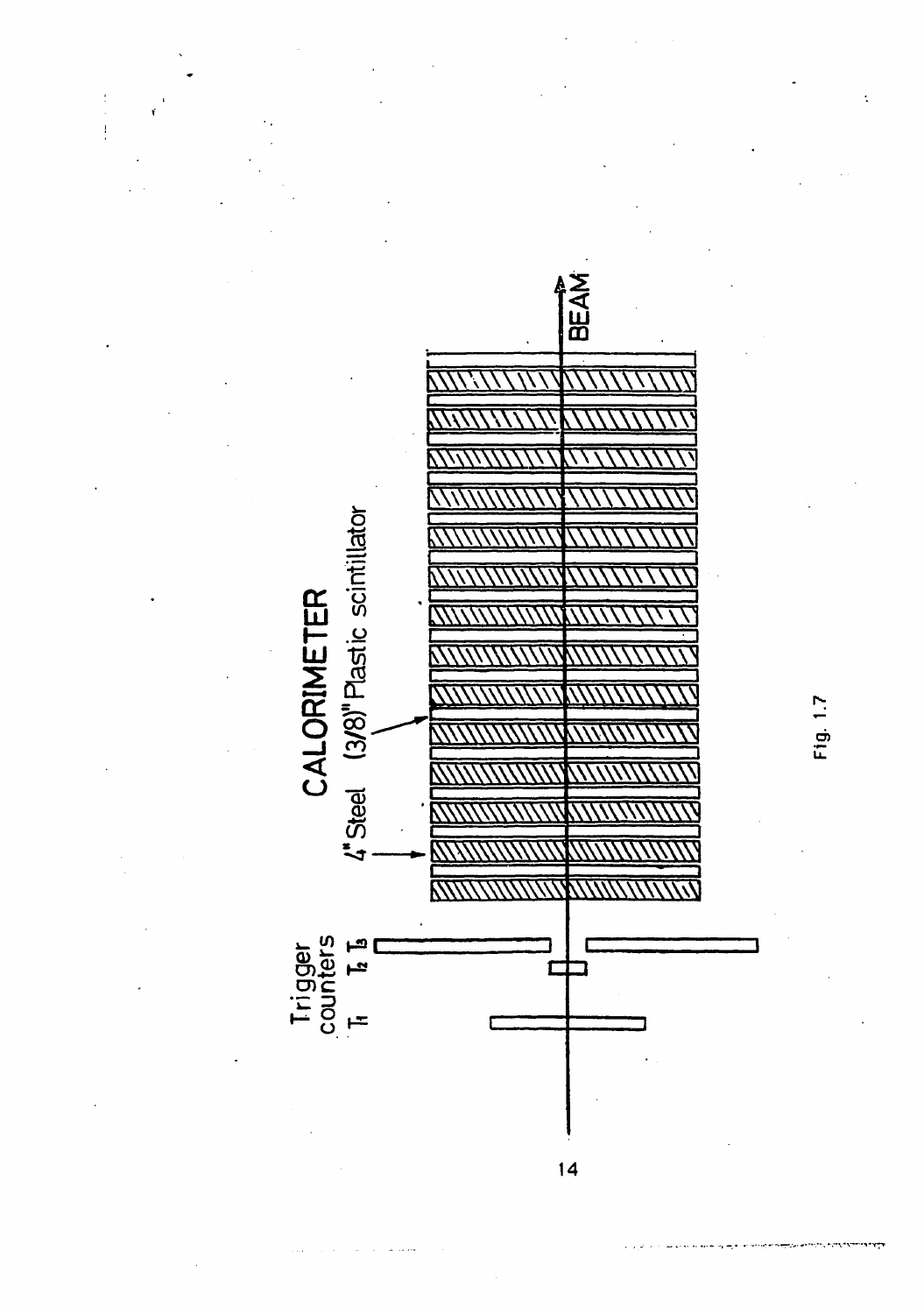CALORIMETER

4" Steel (3/8)" Plastic scintillator

Trigger counters $T_1$ $T_2$ $T_3$

BEAM

Fig. 1.7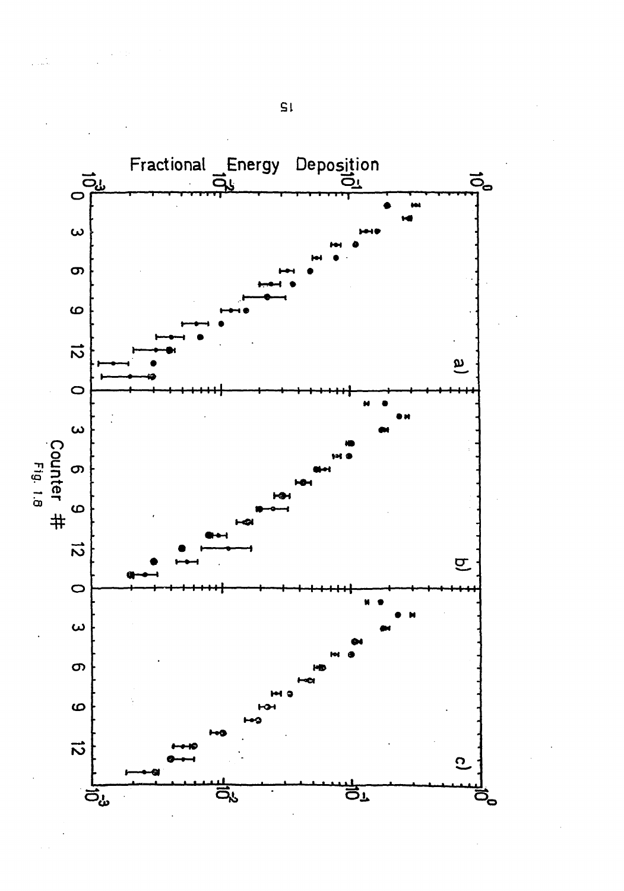Fig. 1.8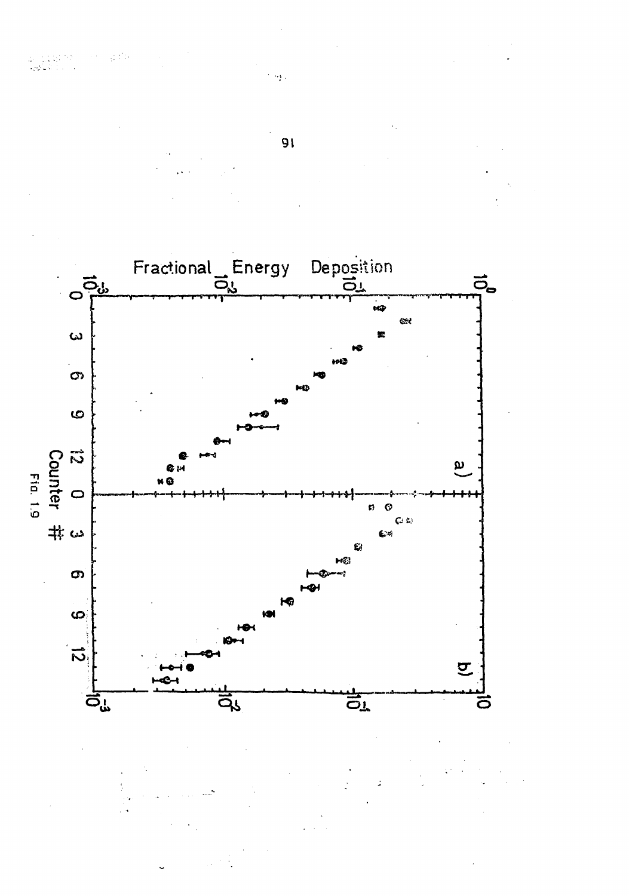Fractional Energy Deposition

Counter #

FIG. 1.9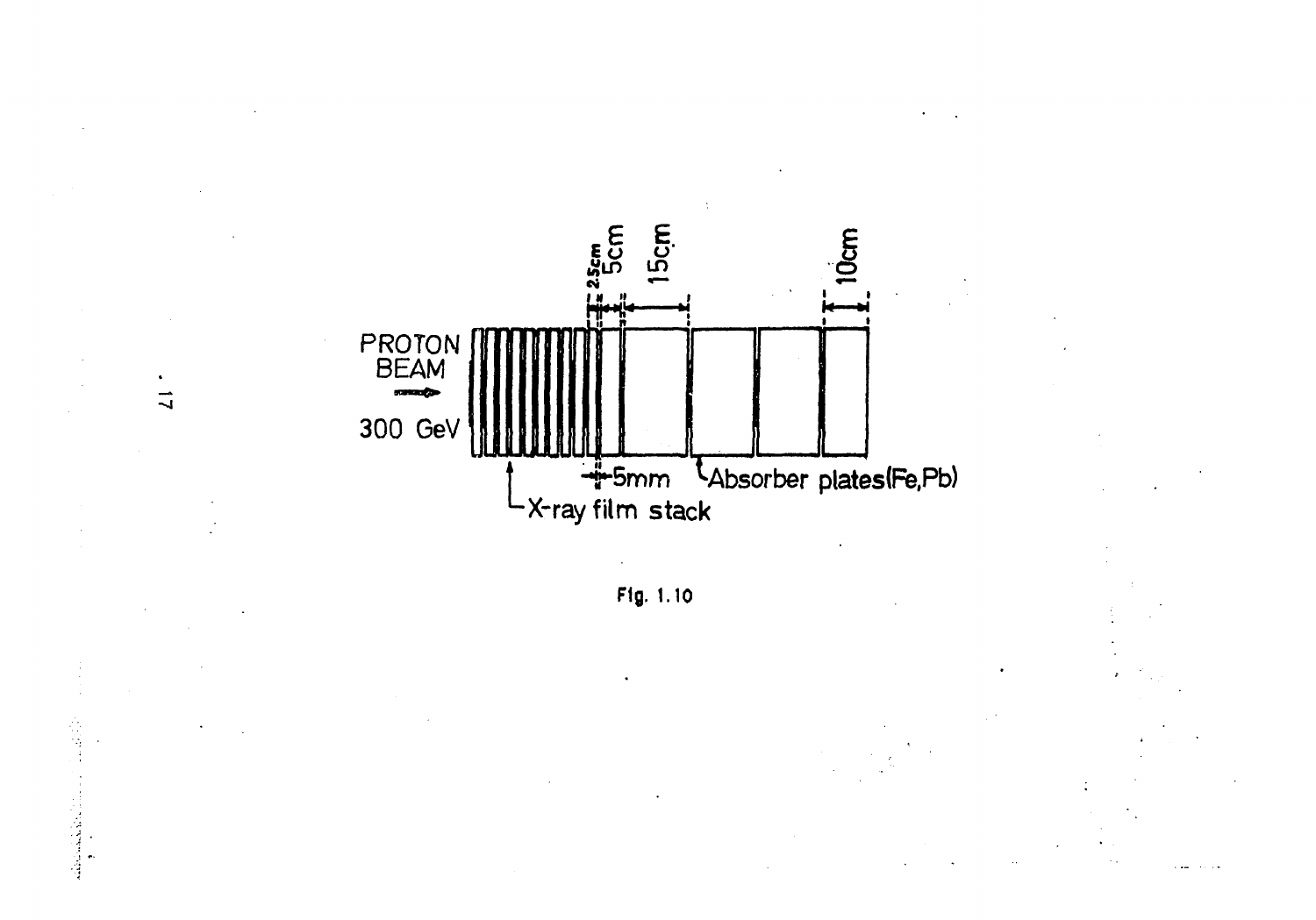PROTON BEAM

300 GeV

2.5cm 5cm 15cm 10cm

5mm

Absorber plates(Fe,Pb)

X-ray film stack

Fig. 1.10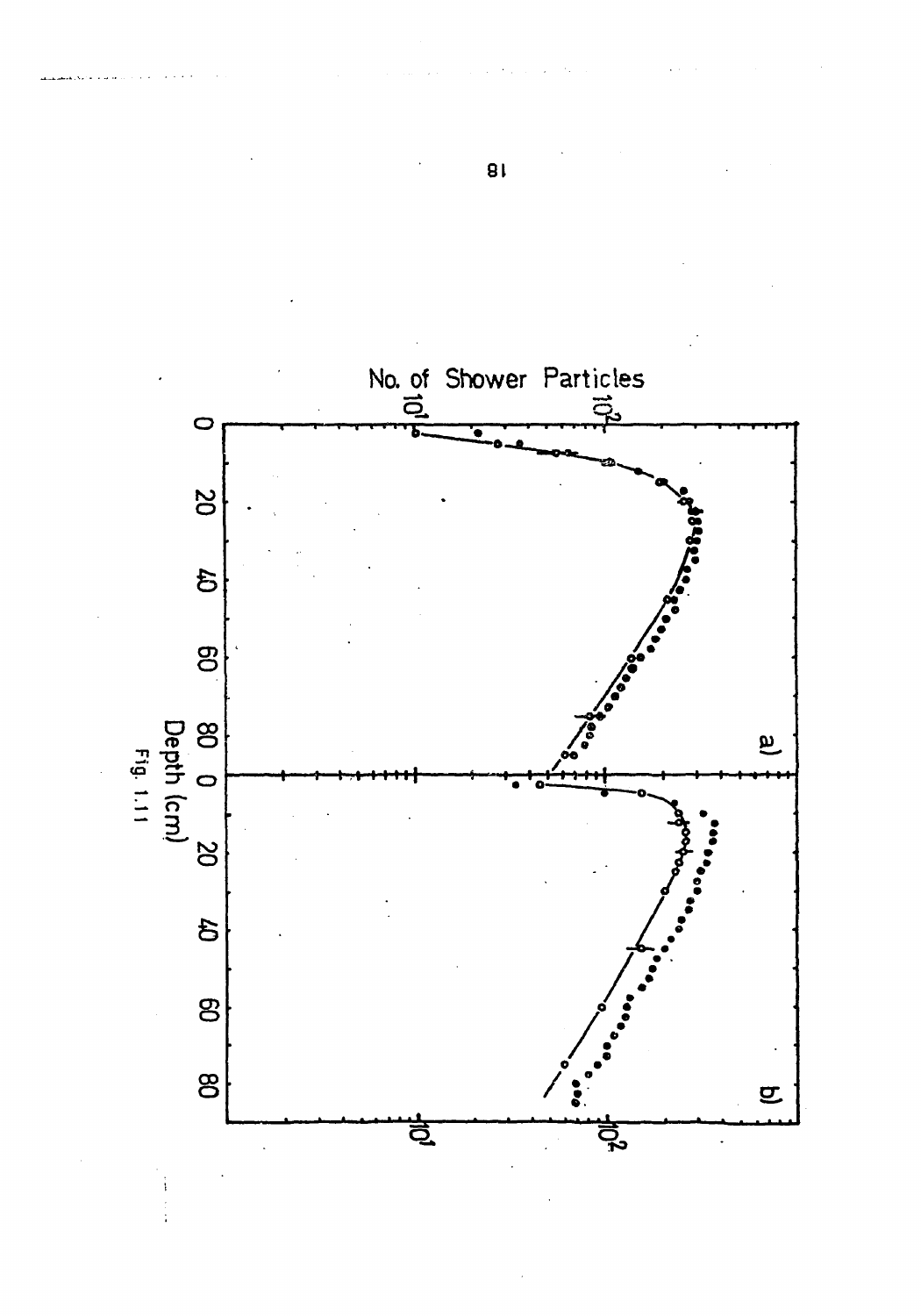Fig. 1.11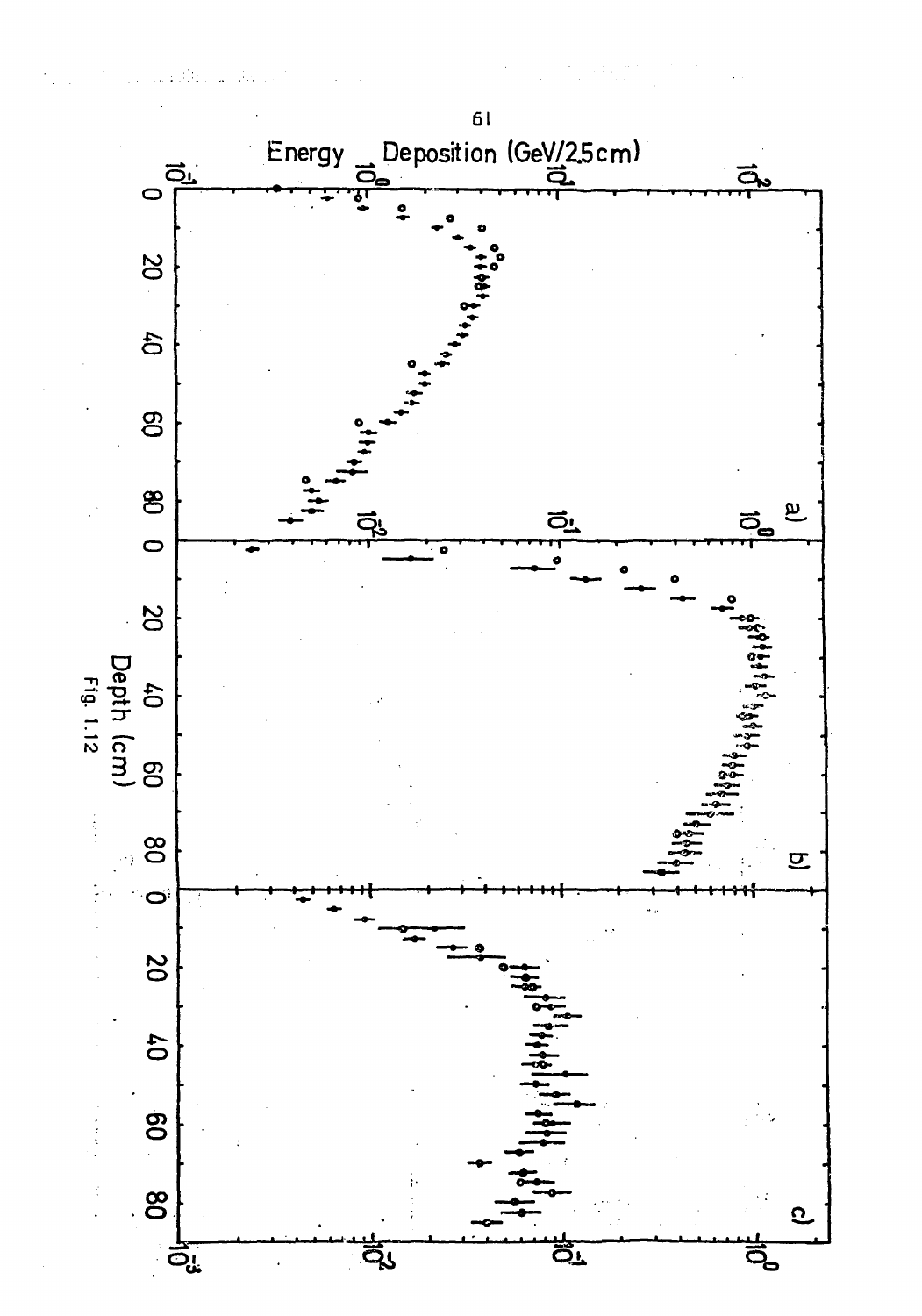Fig. 1.12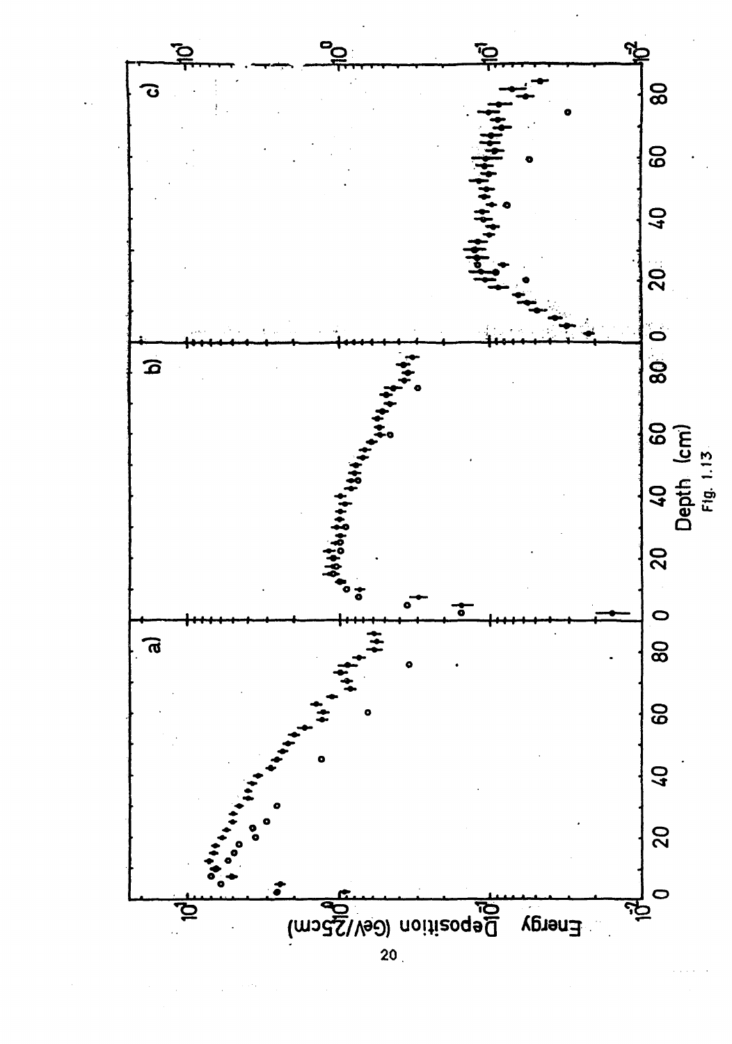Fig. 1.13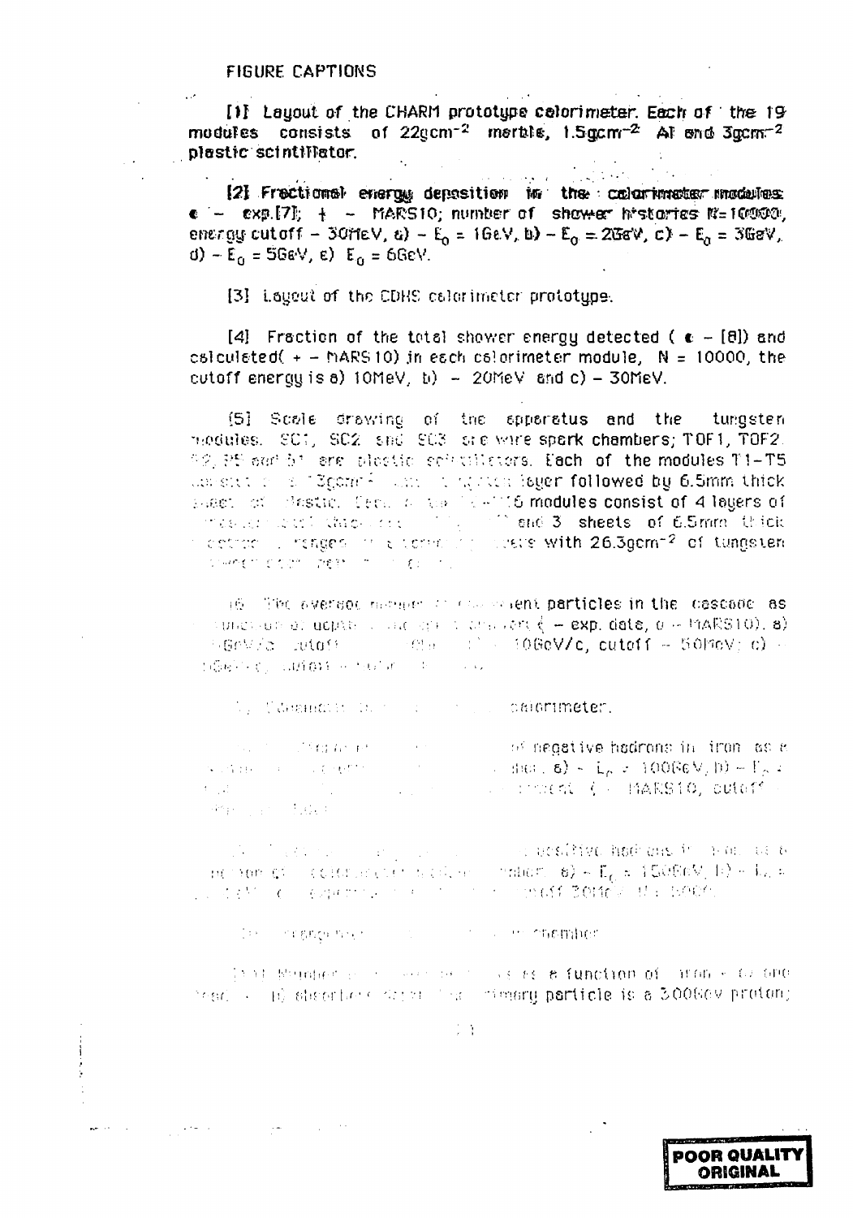FIGURE CAPTIONS

[1] Layout of the CHARM prototype calorimeter. Each of the 19 modules consists of 22gcm$^{-2}$ marble, 1.5gcm$^{-2}$ Al and 3gcm$^{-2}$ plastic scintillator.

[2] Fractional energy deposition in the calorimeter modules: • – exp.[7]; + – MARS10; number of shower histories N=10000, energy cutoff – 30MeV, a) – $E_0$ = 1GeV, b) – $E_0$ = 2GeV, c) – $E_0$ = 3GeV, d) – $E_0$ = 5GeV, e) $E_0$ = 6GeV.

[3] Layout of the CDHS calorimeter prototype.

[4] Fraction of the total shower energy detected ( • – [8]) and calculated( + – MARS10) in each calorimeter module, N = 10000, the cutoff energy is a) 10MeV, b) – 20MeV and c) – 30MeV.

[5] Scale drawing of the apparatus and the tungsten modules. SC1, SC2 and SC3 are wire spark chambers; TOF1, TOF2, ... are plastic scintillators. Each of the modules T1–T5 ... 13gcm$^{-2}$ ... layer followed by 6.5mm thick ... plastic. ... 6 modules consist of 4 layers of ... and 3 sheets of 6.5mm thick ... with 26.3gcm$^{-2}$ of tungsten ...

[6] The average number of ... particles in the cascade as ... function of depth ... ( – exp. data, o – MARS10). a) ... GeV/c, cutoff ... 10GeV/c, cutoff – 50MeV; c) – ...

[7] ... calorimeter.

[8] ... of negative hadrons in iron as a ... a) – $E_0$ = 100GeV, b) – ... ( – MARS10, cutoff ...

[9] ... positive hadrons ... a) – $E_0$ = 150GeV, b) – ... cutoff 30MeV ...

[10] ... chamber.

[11] Number of ... as a function of ... (a) one ... the primary particle is a 300GeV proton;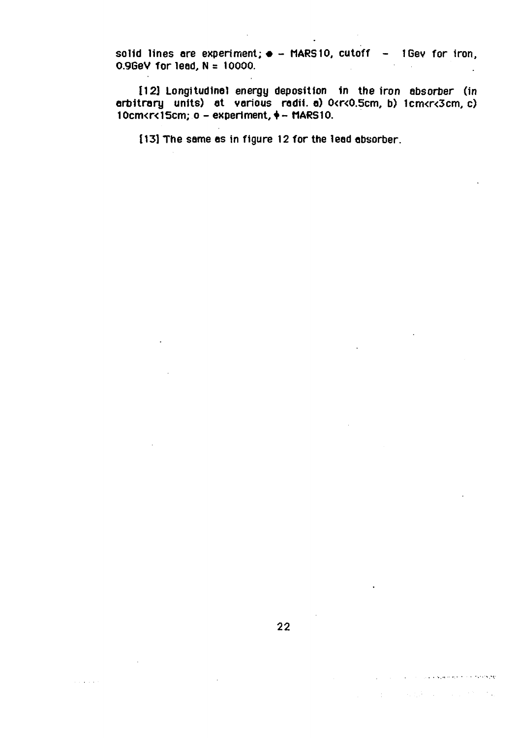solid lines are experiment; ● – MARS10, cutoff – 1Gev for iron, 0.9GeV for lead, N = 10000.

[12] Longitudinal energy deposition in the iron absorber (in arbitrary units) at various radii. a) $0<r<0.5$cm, b) $1$cm$<r<3$cm, c) $10$cm$<r<15$cm; o – experiment, ♦ – MARS10.

[13] The same as in figure 12 for the lead absorber.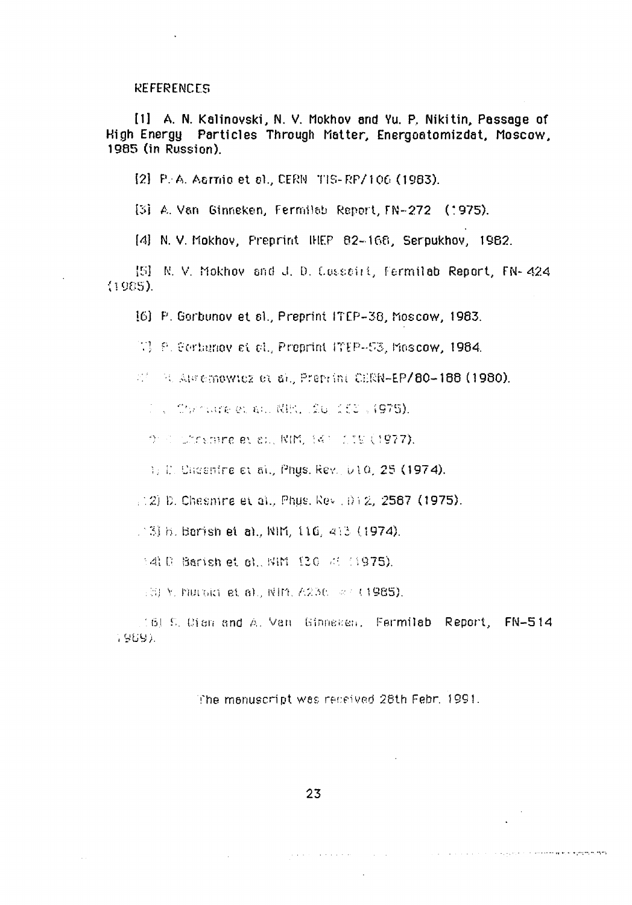REFERENCES

[1] A. N. Kalinovski, N. V. Mokhov and Yu. P. Nikitin, Passage of High Energy Particles Through Matter, Energoatomizdat, Moscow, 1985 (in Russion).

[2] P. A. Aarnio et al., CERN TIS-RP/106 (1983).

[3] A. Van Ginneken, Fermilab Report, FN-272 (1975).

[4] N. V. Mokhov, Preprint IHEP 82-168, Serpukhov, 1982.

[5] N. V. Mokhov and J. D. Cossairt, Fermilab Report, FN-424 (1985).

[6] P. Gorbunov et al., Preprint ITEP-38, Moscow, 1983.

[7] P. Gorbunov et al., Preprint ITEP-53, Moscow, 1984.

[8] H. Abramowicz et al., Preprint CERN-EP/80-188 (1980).

[9] D. Chesnire et al., NIM, 126, 283 (1975).

[10] D. Chesnire et al., NIM, 141, 219 (1977).

[11] D. Chesnire et al., Phys. Rev. D10, 25 (1974).

[12] D. Chesnire et al., Phys. Rev. D12, 2587 (1975).

[13] B. Barish et al., NIM, 116, 413 (1974).

[14] B. Barish et al., NIM 130, 49 (1975).

[15] Y. Muraki et al., NIM, A236, 47 (1985).

[16] S. Dian and A. Van Ginneken, Fermilab Report, FN-514 (1989).

The manuscript was received 28th Febr. 1991.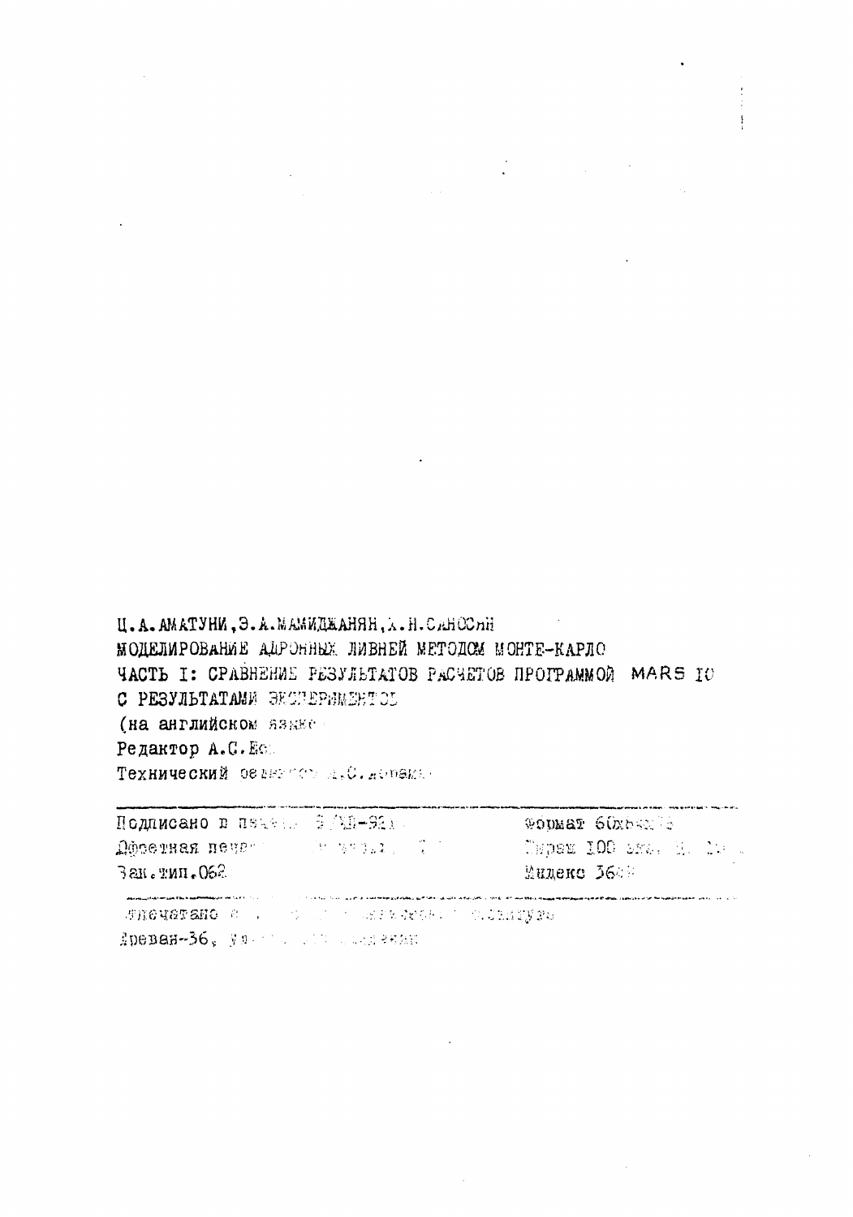Ц.А.АМАТУНИ, Э.А.МАМИДЖАНЯН, Х.Н.САНОСЯН

МОДЕЛИРОВАНИЕ АДРОННЫХ ЛИВНЕЙ МЕТОДОМ МОНТЕ-КАРЛО

ЧАСТЬ I: СРАВНЕНИЕ РЕЗУЛЬТАТОВ РАСЧЕТОВ ПРОГРАММОЙ MARS 10 С РЕЗУЛЬТАТАМИ ЭКСПЕРИМЕНТОВ

(на английском языке)

Редактор А.С.Бо

Технический редактор А.С.

| | |
|---|---|
| Подписано в печать 9/III-92 | Формат 60х84 |
| Офсетная печать | Тираж 100 экз. |
| Зак.тип.062 | Индекс 3649 |

Отпечатано в ... 

Ереван-36, ...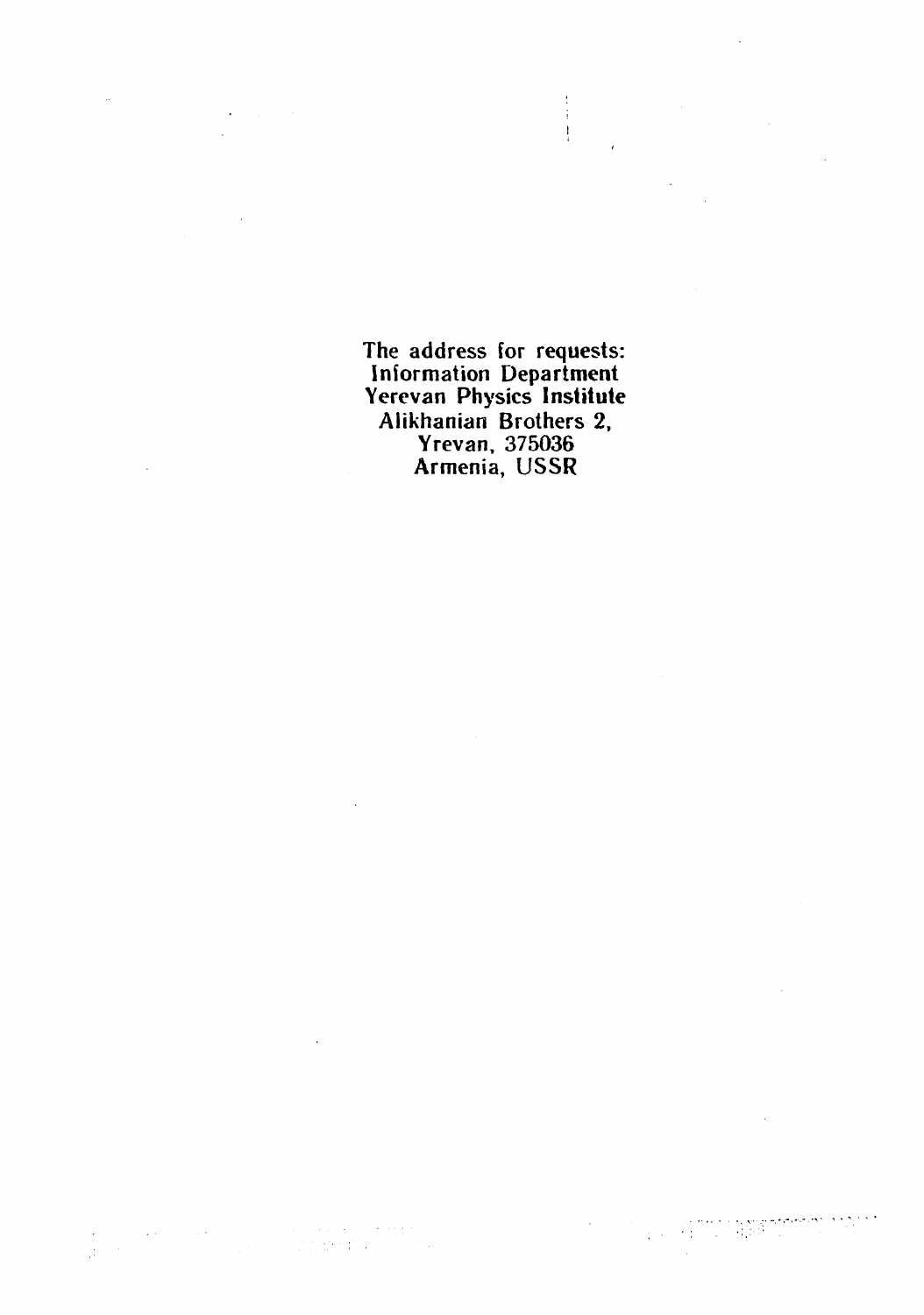The address for requests:
Information Department
Yerevan Physics Institute
Alikhanian Brothers 2,
Yrevan, 375036
Armenia, USSR